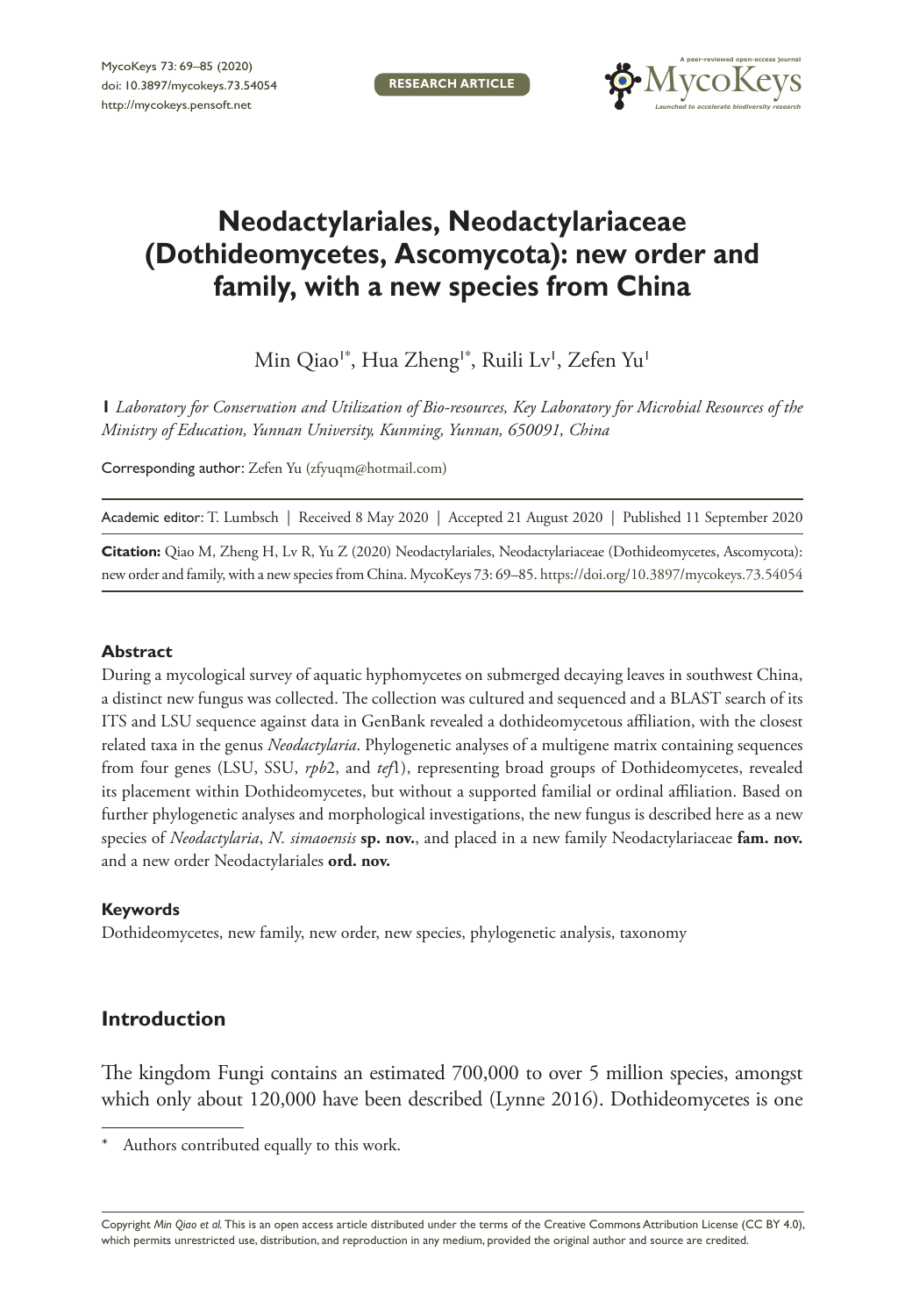RESEARCH ARTICLE

# Neodactylariales, Neodactylariaceae (Dothideomycetes, Ascomycota): new order and family, with a new species from China

Min Qiao[1*], Hua Zheng[1*], Ruili Lv[1], Zefen Yu[1]

**1** *Laboratory for Conservation and Utilization of Bio-resources, Key Laboratory for Microbial Resources of the Ministry of Education, Yunnan University, Kunming, Yunnan, 650091, China*

Corresponding author: Zefen Yu (zfyuqm@hotmail.com)

Academic editor: T. Lumbsch | Received 8 May 2020 | Accepted 21 August 2020 | Published 11 September 2020

**Citation:** Qiao M, Zheng H, Lv R, Yu Z (2020) Neodactylariales, Neodactylariaceae (Dothideomycetes, Ascomycota): new order and family, with a new species from China. MycoKeys 73: 69–85. https://doi.org/10.3897/mycokeys.73.54054

### Abstract

During a mycological survey of aquatic hyphomycetes on submerged decaying leaves in southwest China, a distinct new fungus was collected. The collection was cultured and sequenced and a BLAST search of its ITS and LSU sequence against data in GenBank revealed a dothideomycetous affiliation, with the closest related taxa in the genus *Neodactylaria*. Phylogenetic analyses of a multigene matrix containing sequences from four genes (LSU, SSU, *rpb*2, and *tef*1), representing broad groups of Dothideomycetes, revealed its placement within Dothideomycetes, but without a supported familial or ordinal affiliation. Based on further phylogenetic analyses and morphological investigations, the new fungus is described here as a new species of *Neodactylaria*, *N. simaoensis* **sp. nov.**, and placed in a new family Neodactylariaceae **fam. nov.** and a new order Neodactylariales **ord. nov.**

### Keywords

Dothideomycetes, new family, new order, new species, phylogenetic analysis, taxonomy

## Introduction

The kingdom Fungi contains an estimated 700,000 to over 5 million species, amongst which only about 120,000 have been described (Lynne 2016). Dothideomycetes is one

\* Authors contributed equally to this work.

Copyright *Min Qiao et al.* This is an open access article distributed under the terms of the Creative Commons Attribution License (CC BY 4.0), which permits unrestricted use, distribution, and reproduction in any medium, provided the original author and source are credited.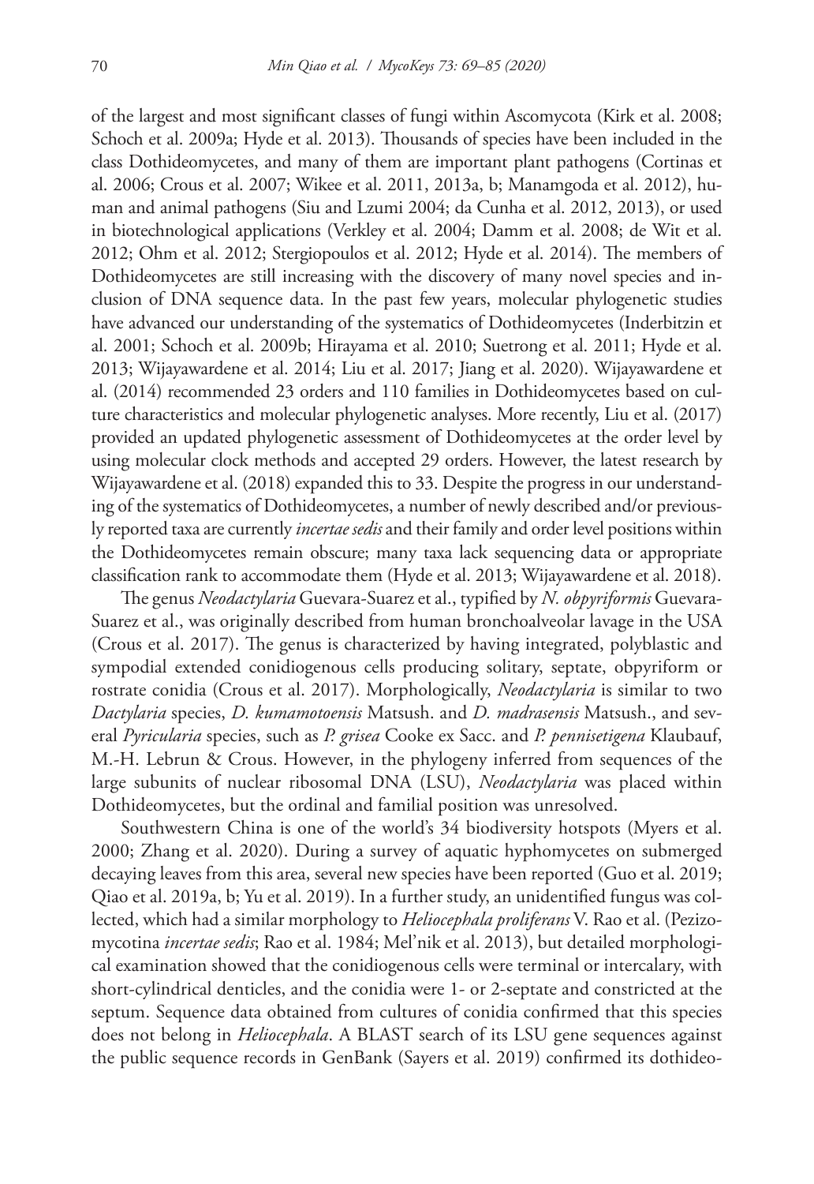of the largest and most significant classes of fungi within Ascomycota (Kirk et al. 2008; Schoch et al. 2009a; Hyde et al. 2013). Thousands of species have been included in the class Dothideomycetes, and many of them are important plant pathogens (Cortinas et al. 2006; Crous et al. 2007; Wikee et al. 2011, 2013a, b; Manamgoda et al. 2012), human and animal pathogens (Siu and Lzumi 2004; da Cunha et al. 2012, 2013), or used in biotechnological applications (Verkley et al. 2004; Damm et al. 2008; de Wit et al. 2012; Ohm et al. 2012; Stergiopoulos et al. 2012; Hyde et al. 2014). The members of Dothideomycetes are still increasing with the discovery of many novel species and inclusion of DNA sequence data. In the past few years, molecular phylogenetic studies have advanced our understanding of the systematics of Dothideomycetes (Inderbitzin et al. 2001; Schoch et al. 2009b; Hirayama et al. 2010; Suetrong et al. 2011; Hyde et al. 2013; Wijayawardene et al. 2014; Liu et al. 2017; Jiang et al. 2020). Wijayawardene et al. (2014) recommended 23 orders and 110 families in Dothideomycetes based on culture characteristics and molecular phylogenetic analyses. More recently, Liu et al. (2017) provided an updated phylogenetic assessment of Dothideomycetes at the order level by using molecular clock methods and accepted 29 orders. However, the latest research by Wijayawardene et al. (2018) expanded this to 33. Despite the progress in our understanding of the systematics of Dothideomycetes, a number of newly described and/or previously reported taxa are currently *incertae sedis* and their family and order level positions within the Dothideomycetes remain obscure; many taxa lack sequencing data or appropriate classification rank to accommodate them (Hyde et al. 2013; Wijayawardene et al. 2018).

The genus *Neodactylaria* Guevara-Suarez et al., typified by *N. obpyriformis* Guevara-Suarez et al., was originally described from human bronchoalveolar lavage in the USA (Crous et al. 2017). The genus is characterized by having integrated, polyblastic and sympodial extended conidiogenous cells producing solitary, septate, obpyriform or rostrate conidia (Crous et al. 2017). Morphologically, *Neodactylaria* is similar to two *Dactylaria* species, *D. kumamotoensis* Matsush. and *D. madrasensis* Matsush., and several *Pyricularia* species, such as *P. grisea* Cooke ex Sacc. and *P. pennisetigena* Klaubauf, M.-H. Lebrun & Crous. However, in the phylogeny inferred from sequences of the large subunits of nuclear ribosomal DNA (LSU), *Neodactylaria* was placed within Dothideomycetes, but the ordinal and familial position was unresolved.

Southwestern China is one of the world's 34 biodiversity hotspots (Myers et al. 2000; Zhang et al. 2020). During a survey of aquatic hyphomycetes on submerged decaying leaves from this area, several new species have been reported (Guo et al. 2019; Qiao et al. 2019a, b; Yu et al. 2019). In a further study, an unidentified fungus was collected, which had a similar morphology to *Heliocephala proliferans* V. Rao et al. (Pezizomycotina *incertae sedis*; Rao et al. 1984; Mel'nik et al. 2013), but detailed morphological examination showed that the conidiogenous cells were terminal or intercalary, with short-cylindrical denticles, and the conidia were 1- or 2-septate and constricted at the septum. Sequence data obtained from cultures of conidia confirmed that this species does not belong in *Heliocephala*. A BLAST search of its LSU gene sequences against the public sequence records in GenBank (Sayers et al. 2019) confirmed its dothideo-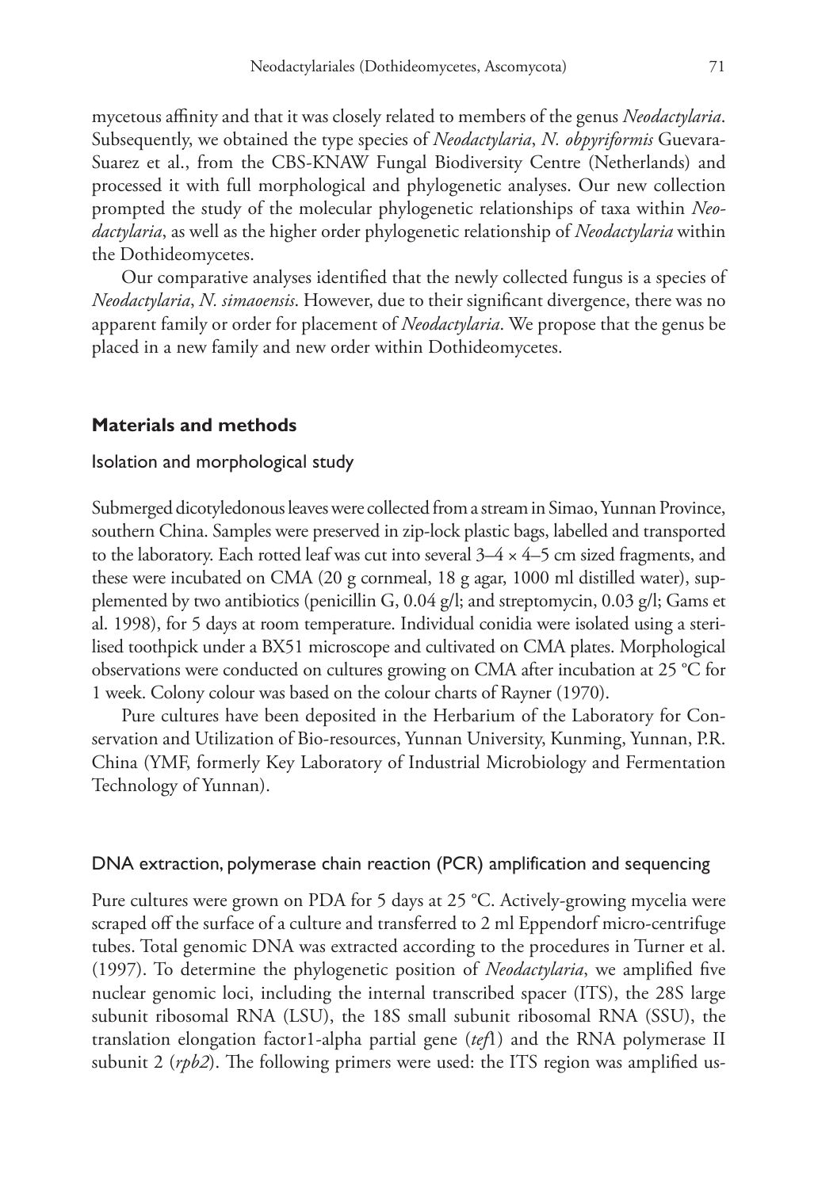mycetous affinity and that it was closely related to members of the genus *Neodactylaria*. Subsequently, we obtained the type species of *Neodactylaria*, *N. obpyriformis* Guevara-Suarez et al., from the CBS-KNAW Fungal Biodiversity Centre (Netherlands) and processed it with full morphological and phylogenetic analyses. Our new collection prompted the study of the molecular phylogenetic relationships of taxa within *Neodactylaria*, as well as the higher order phylogenetic relationship of *Neodactylaria* within the Dothideomycetes.

Our comparative analyses identified that the newly collected fungus is a species of *Neodactylaria*, *N. simaoensis*. However, due to their significant divergence, there was no apparent family or order for placement of *Neodactylaria*. We propose that the genus be placed in a new family and new order within Dothideomycetes.

## Materials and methods

### Isolation and morphological study

Submerged dicotyledonous leaves were collected from a stream in Simao, Yunnan Province, southern China. Samples were preserved in zip-lock plastic bags, labelled and transported to the laboratory. Each rotted leaf was cut into several 3–4 × 4–5 cm sized fragments, and these were incubated on CMA (20 g cornmeal, 18 g agar, 1000 ml distilled water), supplemented by two antibiotics (penicillin G, 0.04 g/l; and streptomycin, 0.03 g/l; Gams et al. 1998), for 5 days at room temperature. Individual conidia were isolated using a sterilised toothpick under a BX51 microscope and cultivated on CMA plates. Morphological observations were conducted on cultures growing on CMA after incubation at 25 °C for 1 week. Colony colour was based on the colour charts of Rayner (1970).

Pure cultures have been deposited in the Herbarium of the Laboratory for Conservation and Utilization of Bio-resources, Yunnan University, Kunming, Yunnan, P.R. China (YMF, formerly Key Laboratory of Industrial Microbiology and Fermentation Technology of Yunnan).

### DNA extraction, polymerase chain reaction (PCR) amplification and sequencing

Pure cultures were grown on PDA for 5 days at 25 °C. Actively-growing mycelia were scraped off the surface of a culture and transferred to 2 ml Eppendorf micro-centrifuge tubes. Total genomic DNA was extracted according to the procedures in Turner et al. (1997). To determine the phylogenetic position of *Neodactylaria*, we amplified five nuclear genomic loci, including the internal transcribed spacer (ITS), the 28S large subunit ribosomal RNA (LSU), the 18S small subunit ribosomal RNA (SSU), the translation elongation factor1-alpha partial gene (*tef*1) and the RNA polymerase II subunit 2 (*rpb2*). The following primers were used: the ITS region was amplified us-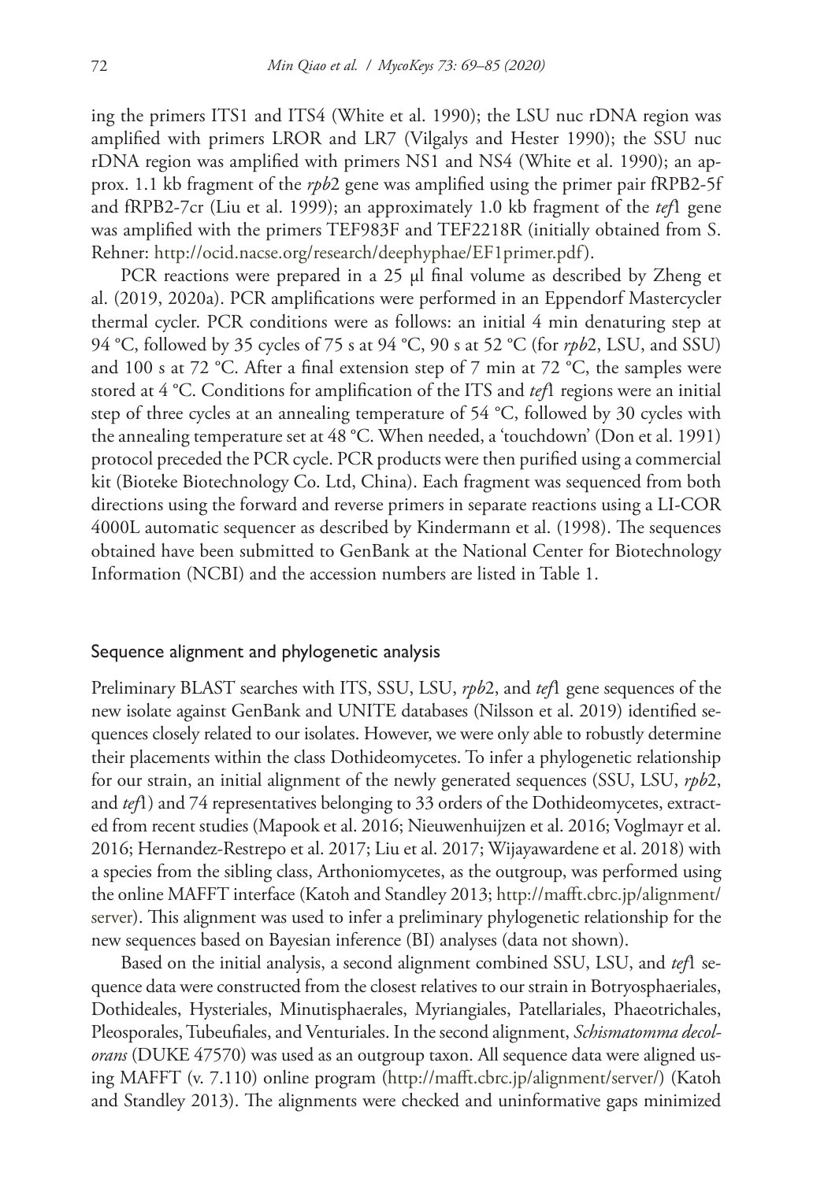ing the primers ITS1 and ITS4 (White et al. 1990); the LSU nuc rDNA region was amplified with primers LROR and LR7 (Vilgalys and Hester 1990); the SSU nuc rDNA region was amplified with primers NS1 and NS4 (White et al. 1990); an approx. 1.1 kb fragment of the *rpb*2 gene was amplified using the primer pair fRPB2-5f and fRPB2-7cr (Liu et al. 1999); an approximately 1.0 kb fragment of the *tef*1 gene was amplified with the primers TEF983F and TEF2218R (initially obtained from S. Rehner: http://ocid.nacse.org/research/deephyphae/EF1primer.pdf).

PCR reactions were prepared in a 25 µl final volume as described by Zheng et al. (2019, 2020a). PCR amplifications were performed in an Eppendorf Mastercycler thermal cycler. PCR conditions were as follows: an initial 4 min denaturing step at 94 °C, followed by 35 cycles of 75 s at 94 °C, 90 s at 52 °C (for *rpb*2, LSU, and SSU) and 100 s at 72 °C. After a final extension step of 7 min at 72 °C, the samples were stored at 4 °C. Conditions for amplification of the ITS and *tef*1 regions were an initial step of three cycles at an annealing temperature of 54 °C, followed by 30 cycles with the annealing temperature set at 48 °C. When needed, a 'touchdown' (Don et al. 1991) protocol preceded the PCR cycle. PCR products were then purified using a commercial kit (Bioteke Biotechnology Co. Ltd, China). Each fragment was sequenced from both directions using the forward and reverse primers in separate reactions using a LI-COR 4000L automatic sequencer as described by Kindermann et al. (1998). The sequences obtained have been submitted to GenBank at the National Center for Biotechnology Information (NCBI) and the accession numbers are listed in Table 1.

## Sequence alignment and phylogenetic analysis

Preliminary BLAST searches with ITS, SSU, LSU, *rpb*2, and *tef*1 gene sequences of the new isolate against GenBank and UNITE databases (Nilsson et al. 2019) identified sequences closely related to our isolates. However, we were only able to robustly determine their placements within the class Dothideomycetes. To infer a phylogenetic relationship for our strain, an initial alignment of the newly generated sequences (SSU, LSU, *rpb*2, and *tef*1) and 74 representatives belonging to 33 orders of the Dothideomycetes, extracted from recent studies (Mapook et al. 2016; Nieuwenhuijzen et al. 2016; Voglmayr et al. 2016; Hernandez-Restrepo et al. 2017; Liu et al. 2017; Wijayawardene et al. 2018) with a species from the sibling class, Arthoniomycetes, as the outgroup, was performed using the online MAFFT interface (Katoh and Standley 2013; http://mafft.cbrc.jp/alignment/server). This alignment was used to infer a preliminary phylogenetic relationship for the new sequences based on Bayesian inference (BI) analyses (data not shown).

Based on the initial analysis, a second alignment combined SSU, LSU, and *tef*1 sequence data were constructed from the closest relatives to our strain in Botryosphaeriales, Dothideales, Hysteriales, Minutisphaerales, Myriangiales, Patellariales, Phaeotrichales, Pleosporales, Tubeufiales, and Venturiales. In the second alignment, *Schismatomma decolorans* (DUKE 47570) was used as an outgroup taxon. All sequence data were aligned using MAFFT (v. 7.110) online program (http://mafft.cbrc.jp/alignment/server/) (Katoh and Standley 2013). The alignments were checked and uninformative gaps minimized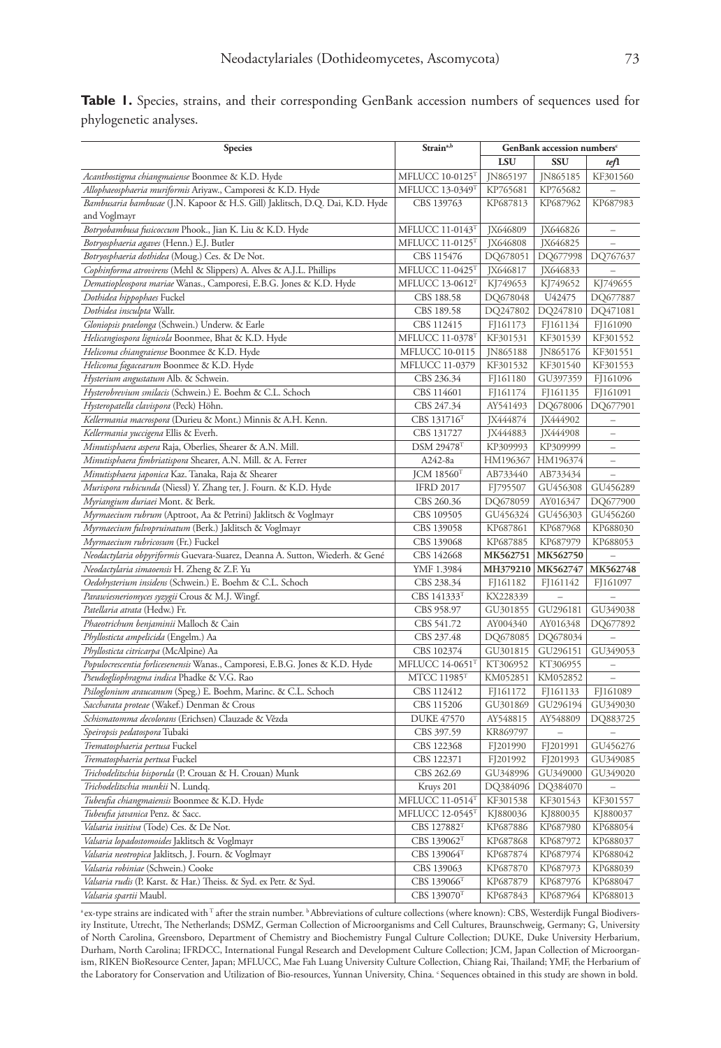**Table 1.** Species, strains, and their corresponding GenBank accession numbers of sequences used for phylogenetic analyses.

| Species | Strain[a,b] | GenBank accession numbers[c] | | |
|---|---|---|---|---|
| | | LSU | SSU | *tef1* |
| *Acanthostigma chiangmaiense* Boonmee & K.D. Hyde | MFLUCC 10-0125[T] | JN865197 | JN865185 | KF301560 |
| *Allophaeosphaeria muriformis* Ariyaw., Camporesi & K.D. Hyde | MFLUCC 13-0349[T] | KP765681 | KP765682 | – |
| *Bambusaria bambusae* (J.N. Kapoor & H.S. Gill) Jaklitsch, D.Q. Dai, K.D. Hyde and Voglmayr | CBS 139763 | KP687813 | KP687962 | KP687983 |
| *Botryobambusa fusicoccum* Phook., Jian K. Liu & K.D. Hyde | MFLUCC 11-0143[T] | JX646809 | JX646826 | – |
| *Botryosphaeria agaves* (Henn.) E.J. Butler | MFLUCC 11-0125[T] | JX646808 | JX646825 | – |
| *Botryosphaeria dothidea* (Moug.) Ces. & De Not. | CBS 115476 | DQ678051 | DQ677998 | DQ767637 |
| *Cophinforma atrovirens* (Mehl & Slippers) A. Alves & A.J.L. Phillips | MFLUCC 11-0425[T] | JX646817 | JX646833 | – |
| *Dematiopleospora mariae* Wanas., Camporesi, E.B.G. Jones & K.D. Hyde | MFLUCC 13-0612[T] | KJ749653 | KJ749652 | KJ749655 |
| *Dothidea hippophaes* Fuckel | CBS 188.58 | DQ678048 | U42475 | DQ677887 |
| *Dothidea insculpta* Wallr. | CBS 189.58 | DQ247802 | DQ247810 | DQ471081 |
| *Gloniopsis praelonga* (Schwein.) Underw. & Earle | CBS 112415 | FJ161173 | FJ161134 | FJ161090 |
| *Helicangiospora lignicola* Boonmee, Bhat & K.D. Hyde | MFLUCC 11-0378[T] | KF301531 | KF301539 | KF301552 |
| *Helicoma chiangraiense* Boonmee & K.D. Hyde | MFLUCC 10-0115 | JN865188 | JN865176 | KF301551 |
| *Helicoma fagacearum* Boonmee & K.D. Hyde | MFLUCC 11-0379 | KF301532 | KF301540 | KF301553 |
| *Hysterium angustatum* Alb. & Schwein. | CBS 236.34 | FJ161180 | GU397359 | FJ161096 |
| *Hysterobrevium smilacis* (Schwein.) E. Boehm & C.L. Schoch | CBS 114601 | FJ161174 | FJ161135 | FJ161091 |
| *Hysteropatella clavispora* (Peck) Höhn. | CBS 247.34 | AY541493 | DQ678006 | DQ677901 |
| *Kellermania macrospora* (Durieu & Mont.) Minnis & A.H. Kenn. | CBS 131716[T] | JX444874 | JX444902 | – |
| *Kellermania yuccigena* Ellis & Everh. | CBS 131727 | JX444883 | JX444908 | – |
| *Minutisphaera aspera* Raja, Oberlies, Shearer & A.N. Mill. | DSM 29478[T] | KP309993 | KP309999 | – |
| *Minutisphaera fimbriatispora* Shearer, A.N. Mill. & A. Ferrer | A242-8a | HM196367 | HM196374 | – |
| *Minutisphaera japonica* Kaz. Tanaka, Raja & Shearer | JCM 18560[T] | AB733440 | AB733434 | – |
| *Murispora rubicunda* (Niessl) Y. Zhang ter, J. Fourn. & K.D. Hyde | IFRD 2017 | FJ795507 | GU456308 | GU456289 |
| *Myriangium duriaei* Mont. & Berk. | CBS 260.36 | DQ678059 | AY016347 | DQ677900 |
| *Myrmaecium rubrum* (Aptroot, Aa & Petrini) Jaklitsch & Voglmayr | CBS 109505 | GU456324 | GU456303 | GU456260 |
| *Myrmaecium fulvopruinatum* (Berk.) Jaklitsch & Voglmayr | CBS 139058 | KP687861 | KP687968 | KP688030 |
| *Myrmaecium rubricosum* (Fr.) Fuckel | CBS 139068 | KP687885 | KP687979 | KP688053 |
| *Neodactylaria obpyriformis* Guevara-Suarez, Deanna A. Sutton, Wiederh. & Gené | CBS 142668 | **MK562751** | **MK562750** | – |
| *Neodactylaria simaoensis* H. Zheng & Z.F. Yu | YMF 1.3984 | **MH379210** | **MK562747** | **MK562748** |
| *Oedohysterium insidens* (Schwein.) E. Boehm & C.L. Schoch | CBS 238.34 | FJ161182 | FJ161142 | FJ161097 |
| *Parawiesneriomyces syzygii* Crous & M.J. Wingf. | CBS 141333[T] | KX228339 | – | – |
| *Patellaria atrata* (Hedw.) Fr. | CBS 958.97 | GU301855 | GU296181 | GU349038 |
| *Phaeotrichum benjaminii* Malloch & Cain | CBS 541.72 | AY004340 | AY016348 | DQ677892 |
| *Phyllosticta ampelicida* (Engelm.) Aa | CBS 237.48 | DQ678085 | DQ678034 | – |
| *Phyllosticta citricarpa* (McAlpine) Aa | CBS 102374 | GU301815 | GU296151 | GU349053 |
| *Populocrescentia forlicesenensis* Wanas., Camporesi, E.B.G. Jones & K.D. Hyde | MFLUCC 14-0651[T] | KT306952 | KT306955 | – |
| *Pseudogliophragma indica* Phadke & V.G. Rao | MTCC 11985[T] | KM052851 | KM052852 | – |
| *Psiloglonium araucanum* (Speg.) E. Boehm, Marinc. & C.L. Schoch | CBS 112412 | FJ161172 | FJ161133 | FJ161089 |
| *Saccharata proteae* (Wakef.) Denman & Crous | CBS 115206 | GU301869 | GU296194 | GU349030 |
| *Schismatomma decolorans* (Erichsen) Clauzade & Vězda | DUKE 47570 | AY548815 | AY548809 | DQ883725 |
| *Speiropsis pedatospora* Tubaki | CBS 397.59 | KR869797 | – | – |
| *Trematosphaeria pertusa* Fuckel | CBS 122368 | FJ201990 | FJ201991 | GU456276 |
| *Trematosphaeria pertusa* Fuckel | CBS 122371 | FJ201992 | FJ201993 | GU349085 |
| *Trichodelitschia bisporula* (P. Crouan & H. Crouan) Munk | CBS 262.69 | GU348996 | GU349000 | GU349020 |
| *Trichodelitschia munkii* N. Lundq. | Kruys 201 | DQ384096 | DQ384070 | – |
| *Tubeufia chiangmaiensis* Boonmee & K.D. Hyde | MFLUCC 11-0514[T] | KF301538 | KF301543 | KF301557 |
| *Tubeufia javanica* Penz. & Sacc. | MFLUCC 12-0545[T] | KJ880036 | KJ880035 | KJ880037 |
| *Valsaria insitiva* (Tode) Ces. & De Not. | CBS 127882[T] | KP687886 | KP687980 | KP688054 |
| *Valsaria lopadostomoides* Jaklitsch & Voglmayr | CBS 139062[T] | KP687868 | KP687972 | KP688037 |
| *Valsaria neotropica* Jaklitsch, J. Fourn. & Voglmayr | CBS 139064[T] | KP687874 | KP687974 | KP688042 |
| *Valsaria robiniae* (Schwein.) Cooke | CBS 139063 | KP687870 | KP687973 | KP688039 |
| *Valsaria rudis* (P. Karst. & Har.) Theiss. & Syd. ex Petr. & Syd. | CBS 139066[T] | KP687879 | KP687976 | KP688047 |
| *Valsaria spartii* Maubl. | CBS 139070[T] | KP687843 | KP687964 | KP688013 |

[a] ex-type strains are indicated with [T] after the strain number. [b] Abbreviations of culture collections (where known): CBS, Westerdijk Fungal Biodiversity Institute, Utrecht, The Netherlands; DSMZ, German Collection of Microorganisms and Cell Cultures, Braunschweig, Germany; G, University of North Carolina, Greensboro, Department of Chemistry and Biochemistry Fungal Culture Collection; DUKE, Duke University Herbarium, Durham, North Carolina; IFRDCC, International Fungal Research and Development Culture Collection; JCM, Japan Collection of Microorganism, RIKEN BioResource Center, Japan; MFLUCC, Mae Fah Luang University Culture Collection, Chiang Rai, Thailand; YMF, the Herbarium of the Laboratory for Conservation and Utilization of Bio-resources, Yunnan University, China. [c] Sequences obtained in this study are shown in bold.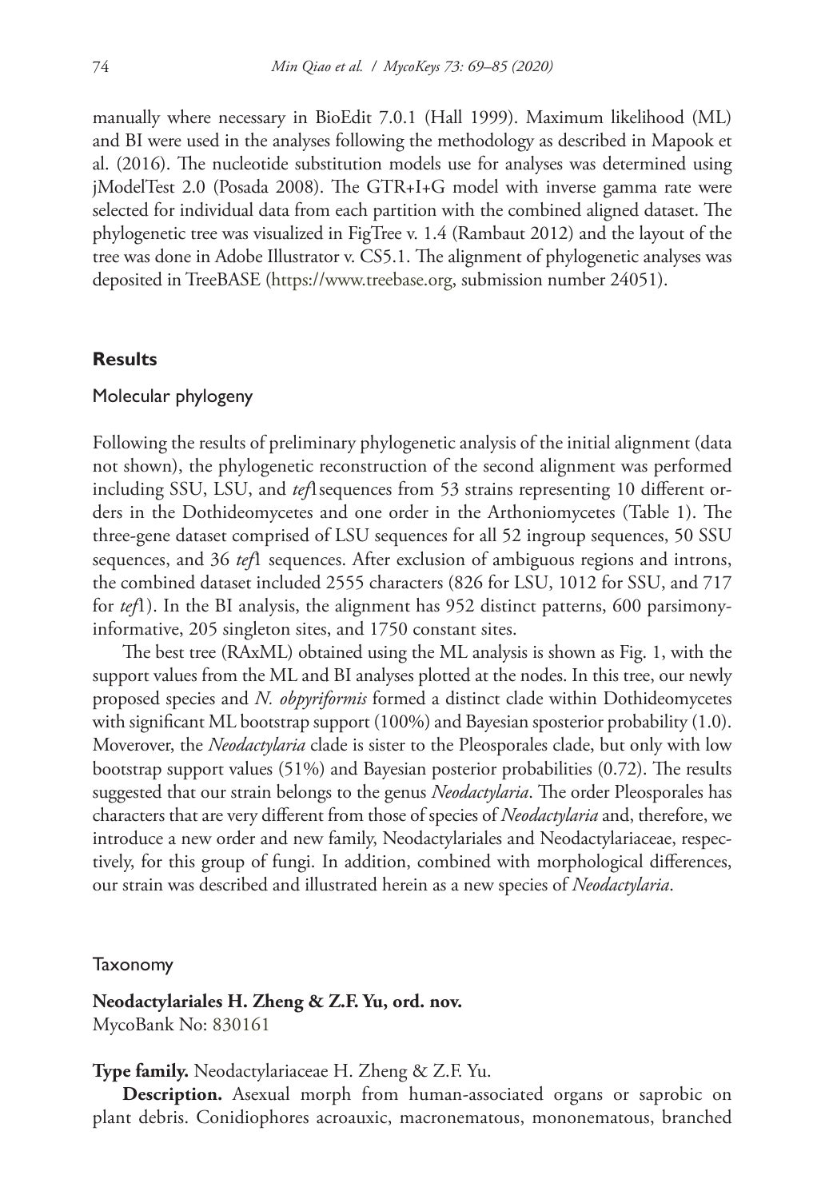manually where necessary in BioEdit 7.0.1 (Hall 1999). Maximum likelihood (ML) and BI were used in the analyses following the methodology as described in Mapook et al. (2016). The nucleotide substitution models use for analyses was determined using jModelTest 2.0 (Posada 2008). The GTR+I+G model with inverse gamma rate were selected for individual data from each partition with the combined aligned dataset. The phylogenetic tree was visualized in FigTree v. 1.4 (Rambaut 2012) and the layout of the tree was done in Adobe Illustrator v. CS5.1. The alignment of phylogenetic analyses was deposited in TreeBASE (https://www.treebase.org, submission number 24051).

## Results

### Molecular phylogeny

Following the results of preliminary phylogenetic analysis of the initial alignment (data not shown), the phylogenetic reconstruction of the second alignment was performed including SSU, LSU, and *tef1* sequences from 53 strains representing 10 different orders in the Dothideomycetes and one order in the Arthoniomycetes (Table 1). The three-gene dataset comprised of LSU sequences for all 52 ingroup sequences, 50 SSU sequences, and 36 *tef1* sequences. After exclusion of ambiguous regions and introns, the combined dataset included 2555 characters (826 for LSU, 1012 for SSU, and 717 for *tef1*). In the BI analysis, the alignment has 952 distinct patterns, 600 parsimony-informative, 205 singleton sites, and 1750 constant sites.

The best tree (RAxML) obtained using the ML analysis is shown as Fig. 1, with the support values from the ML and BI analyses plotted at the nodes. In this tree, our newly proposed species and *N. obpyriformis* formed a distinct clade within Dothideomycetes with significant ML bootstrap support (100%) and Bayesian sposterior probability (1.0). Moverover, the *Neodactylaria* clade is sister to the Pleosporales clade, but only with low bootstrap support values (51%) and Bayesian posterior probabilities (0.72). The results suggested that our strain belongs to the genus *Neodactylaria*. The order Pleosporales has characters that are very different from those of species of *Neodactylaria* and, therefore, we introduce a new order and new family, Neodactylariales and Neodactylariaceae, respectively, for this group of fungi. In addition, combined with morphological differences, our strain was described and illustrated herein as a new species of *Neodactylaria*.

### Taxonomy

**Neodactylariales H. Zheng & Z.F. Yu, ord. nov.**
MycoBank No: 830161

**Type family.** Neodactylariaceae H. Zheng & Z.F. Yu.

**Description.** Asexual morph from human-associated organs or saprobic on plant debris. Conidiophores acroauxic, macronematous, mononematous, branched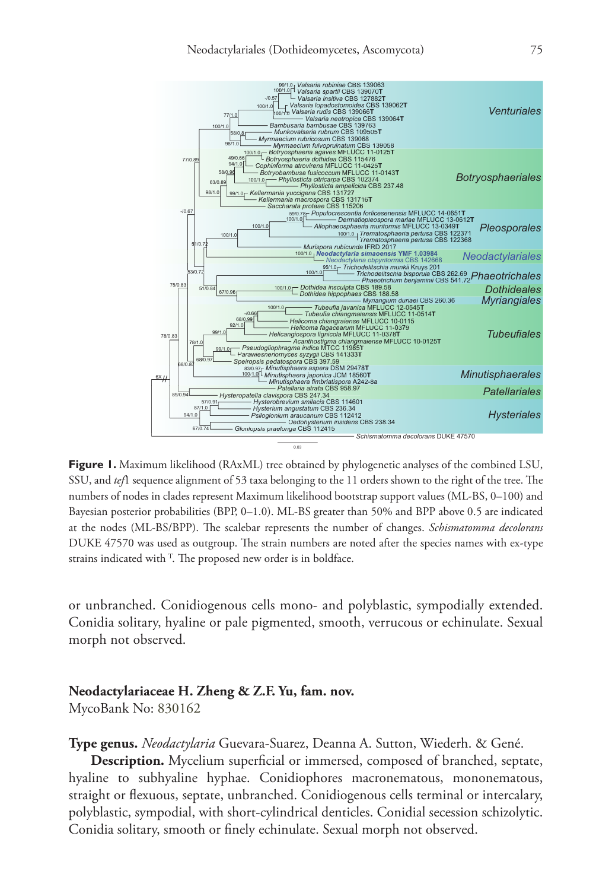**Figure 1.** Maximum likelihood (RAxML) tree obtained by phylogenetic analyses of the combined LSU, SSU, and *tef*1 sequence alignment of 53 taxa belonging to the 11 orders shown to the right of the tree. The numbers of nodes in clades represent Maximum likelihood bootstrap support values (ML-BS, 0–100) and Bayesian posterior probabilities (BPP, 0–1.0). ML-BS greater than 50% and BPP above 0.5 are indicated at the nodes (ML-BS/BPP). The scalebar represents the number of changes. *Schismatomma decolorans* DUKE 47570 was used as outgroup. The strain numbers are noted after the species names with ex-type strains indicated with T. The proposed new order is in boldface.

or unbranched. Conidiogenous cells mono- and polyblastic, sympodially extended. Conidia solitary, hyaline or pale pigmented, smooth, verrucous or echinulate. Sexual morph not observed.

**Neodactylariaceae H. Zheng & Z.F. Yu, fam. nov.**
MycoBank No: 830162

**Type genus.** *Neodactylaria* Guevara-Suarez, Deanna A. Sutton, Wiederh. & Gené.

**Description.** Mycelium superficial or immersed, composed of branched, septate, hyaline to subhyaline hyphae. Conidiophores macronematous, mononematous, straight or flexuous, septate, unbranched. Conidiogenous cells terminal or intercalary, polyblastic, sympodial, with short-cylindrical denticles. Conidial secession schizolytic. Conidia solitary, smooth or finely echinulate. Sexual morph not observed.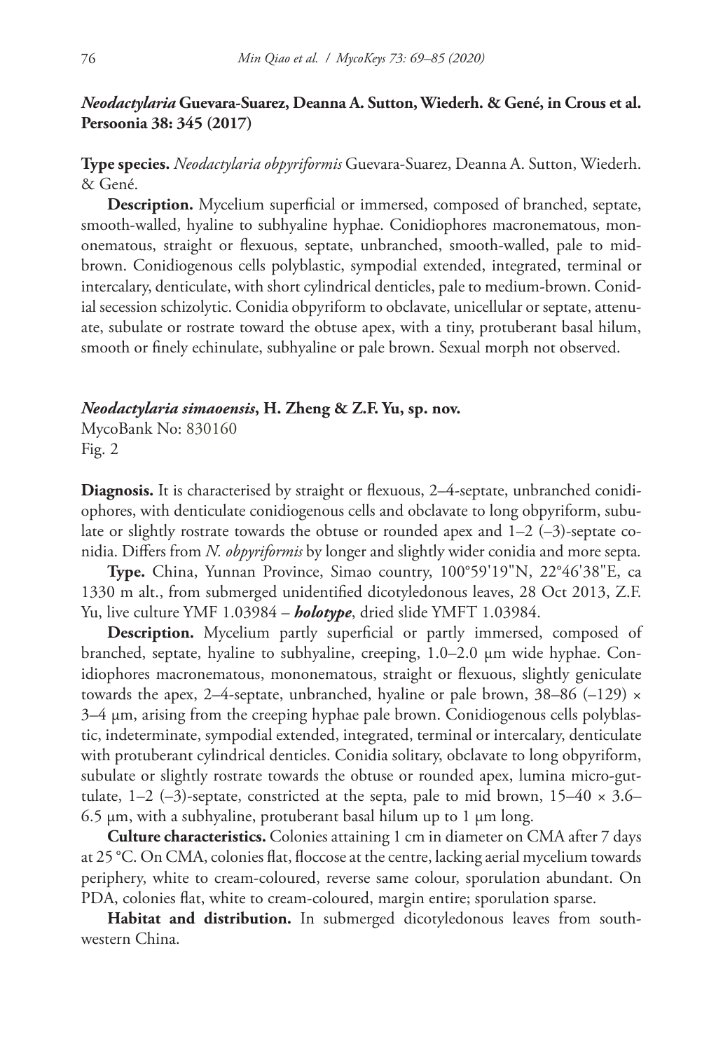### *Neodactylaria* Guevara-Suarez, Deanna A. Sutton, Wiederh. & Gené, in Crous et al. Persoonia 38: 345 (2017)

**Type species.** *Neodactylaria obpyriformis* Guevara-Suarez, Deanna A. Sutton, Wiederh. & Gené.

**Description.** Mycelium superficial or immersed, composed of branched, septate, smooth-walled, hyaline to subhyaline hyphae. Conidiophores macronematous, mononematous, straight or flexuous, septate, unbranched, smooth-walled, pale to mid-brown. Conidiogenous cells polyblastic, sympodial extended, integrated, terminal or intercalary, denticulate, with short cylindrical denticles, pale to medium-brown. Conidial secession schizolytic. Conidia obpyriform to obclavate, unicellular or septate, attenuate, subulate or rostrate toward the obtuse apex, with a tiny, protuberant basal hilum, smooth or finely echinulate, subhyaline or pale brown. Sexual morph not observed.

### *Neodactylaria simaoensis*, H. Zheng & Z.F. Yu, sp. nov.

MycoBank No: 830160
Fig. 2

**Diagnosis.** It is characterised by straight or flexuous, 2–4-septate, unbranched conidiophores, with denticulate conidiogenous cells and obclavate to long obpyriform, subulate or slightly rostrate towards the obtuse or rounded apex and 1–2 (–3)-septate conidia. Differs from *N. obpyriformis* by longer and slightly wider conidia and more septa.

**Type.** China, Yunnan Province, Simao country, 100°59'19"N, 22°46'38"E, ca 1330 m alt., from submerged unidentified dicotyledonous leaves, 28 Oct 2013, Z.F. Yu, live culture YMF 1.03984 – ***holotype***, dried slide YMFT 1.03984.

**Description.** Mycelium partly superficial or partly immersed, composed of branched, septate, hyaline to subhyaline, creeping, 1.0–2.0 μm wide hyphae. Conidiophores macronematous, mononematous, straight or flexuous, slightly geniculate towards the apex, 2–4-septate, unbranched, hyaline or pale brown, 38–86 (–129) × 3–4 μm, arising from the creeping hyphae pale brown. Conidiogenous cells polyblastic, indeterminate, sympodial extended, integrated, terminal or intercalary, denticulate with protuberant cylindrical denticles. Conidia solitary, obclavate to long obpyriform, subulate or slightly rostrate towards the obtuse or rounded apex, lumina micro-guttulate, 1–2 (–3)-septate, constricted at the septa, pale to mid brown, 15–40 × 3.6–6.5 μm, with a subhyaline, protuberant basal hilum up to 1 μm long.

**Culture characteristics.** Colonies attaining 1 cm in diameter on CMA after 7 days at 25 °C. On CMA, colonies flat, floccose at the centre, lacking aerial mycelium towards periphery, white to cream-coloured, reverse same colour, sporulation abundant. On PDA, colonies flat, white to cream-coloured, margin entire; sporulation sparse.

**Habitat and distribution.** In submerged dicotyledonous leaves from south-western China.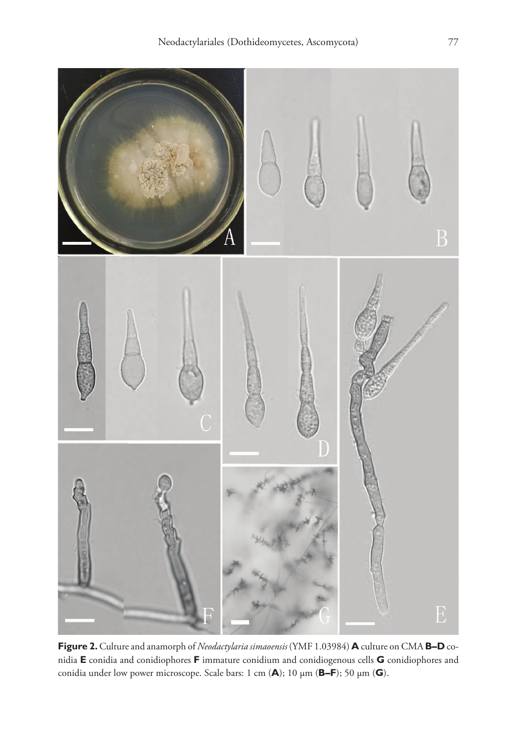**Figure 2.** Culture and anamorph of *Neodactylaria simaoensis* (YMF 1.03984) **A** culture on CMA **B–D** conidia **E** conidia and conidiophores **F** immature conidium and conidiogenous cells **G** conidiophores and conidia under low power microscope. Scale bars: 1 cm (**A**); 10 μm (**B–F**); 50 μm (**G**).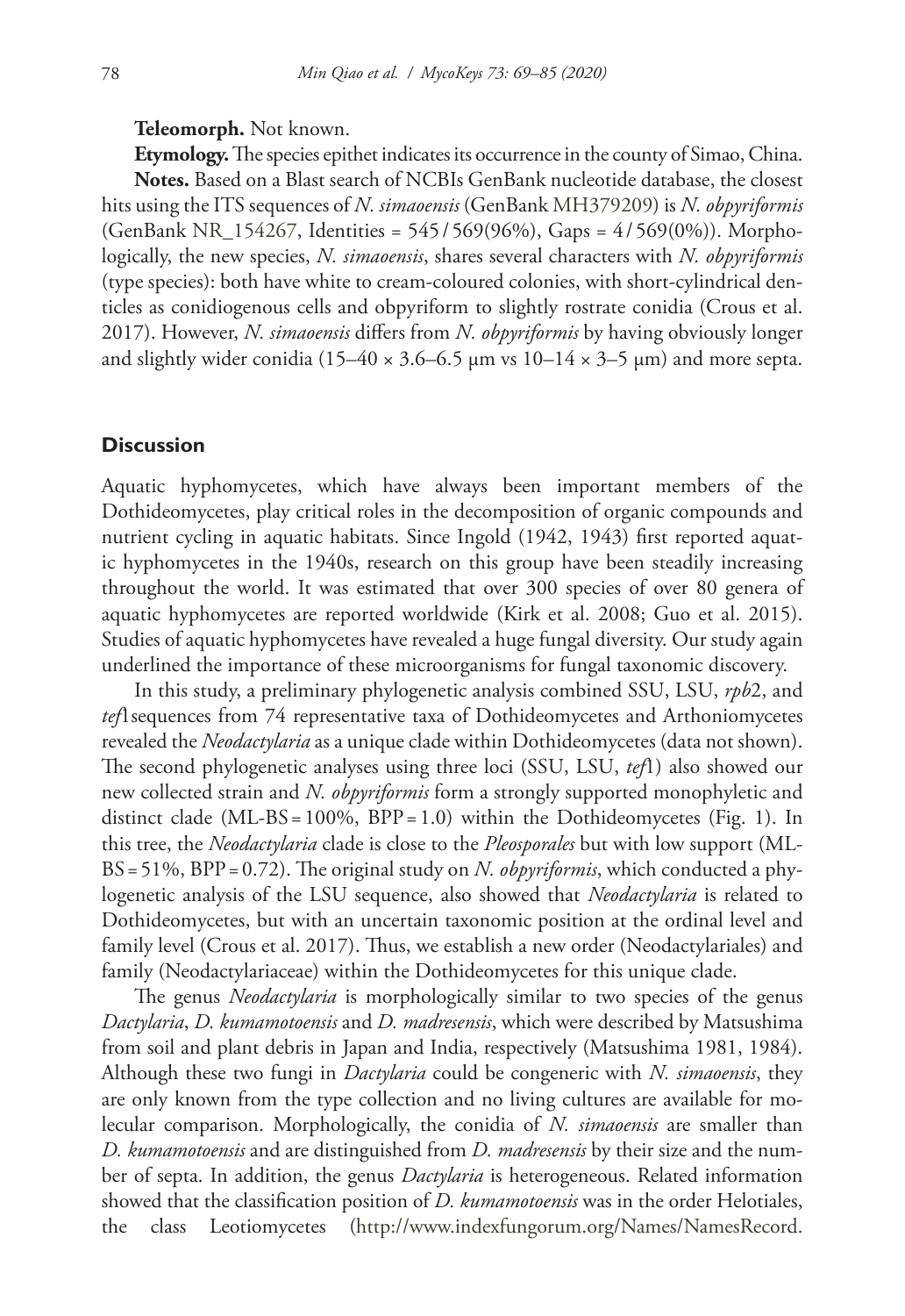**Teleomorph.** Not known.

**Etymology.** The species epithet indicates its occurrence in the county of Simao, China.

**Notes.** Based on a Blast search of NCBIs GenBank nucleotide database, the closest hits using the ITS sequences of *N. simaoensis* (GenBank MH379209) is *N. obpyriformis* (GenBank NR_154267, Identities = 545/569(96%), Gaps = 4/569(0%)). Morphologically, the new species, *N. simaoensis*, shares several characters with *N. obpyriformis* (type species): both have white to cream-coloured colonies, with short-cylindrical denticles as conidiogenous cells and obpyriform to slightly rostrate conidia (Crous et al. 2017). However, *N. simaoensis* differs from *N. obpyriformis* by having obviously longer and slightly wider conidia (15–40 × 3.6–6.5 μm vs 10–14 × 3–5 μm) and more septa.

## Discussion

Aquatic hyphomycetes, which have always been important members of the Dothideomycetes, play critical roles in the decomposition of organic compounds and nutrient cycling in aquatic habitats. Since Ingold (1942, 1943) first reported aquatic hyphomycetes in the 1940s, research on this group have been steadily increasing throughout the world. It was estimated that over 300 species of over 80 genera of aquatic hyphomycetes are reported worldwide (Kirk et al. 2008; Guo et al. 2015). Studies of aquatic hyphomycetes have revealed a huge fungal diversity. Our study again underlined the importance of these microorganisms for fungal taxonomic discovery.

In this study, a preliminary phylogenetic analysis combined SSU, LSU, *rpb*2, and *tef*1 sequences from 74 representative taxa of Dothideomycetes and Arthoniomycetes revealed the *Neodactylaria* as a unique clade within Dothideomycetes (data not shown). The second phylogenetic analyses using three loci (SSU, LSU, *tef*1) also showed our new collected strain and *N. obpyriformis* form a strongly supported monophyletic and distinct clade (ML-BS = 100%, BPP = 1.0) within the Dothideomycetes (Fig. 1). In this tree, the *Neodactylaria* clade is close to the *Pleosporales* but with low support (ML-BS = 51%, BPP = 0.72). The original study on *N. obpyriformis*, which conducted a phylogenetic analysis of the LSU sequence, also showed that *Neodactylaria* is related to Dothideomycetes, but with an uncertain taxonomic position at the ordinal level and family level (Crous et al. 2017). Thus, we establish a new order (Neodactylariales) and family (Neodactylariaceae) within the Dothideomycetes for this unique clade.

The genus *Neodactylaria* is morphologically similar to two species of the genus *Dactylaria*, *D. kumamotoensis* and *D. madresensis*, which were described by Matsushima from soil and plant debris in Japan and India, respectively (Matsushima 1981, 1984). Although these two fungi in *Dactylaria* could be congeneric with *N. simaoensis*, they are only known from the type collection and no living cultures are available for molecular comparison. Morphologically, the conidia of *N. simaoensis* are smaller than *D. kumamotoensis* and are distinguished from *D. madresensis* by their size and the number of septa. In addition, the genus *Dactylaria* is heterogeneous. Related information showed that the classification position of *D. kumamotoensis* was in the order Helotiales, the class Leotiomycetes (http://www.indexfungorum.org/Names/NamesRecord.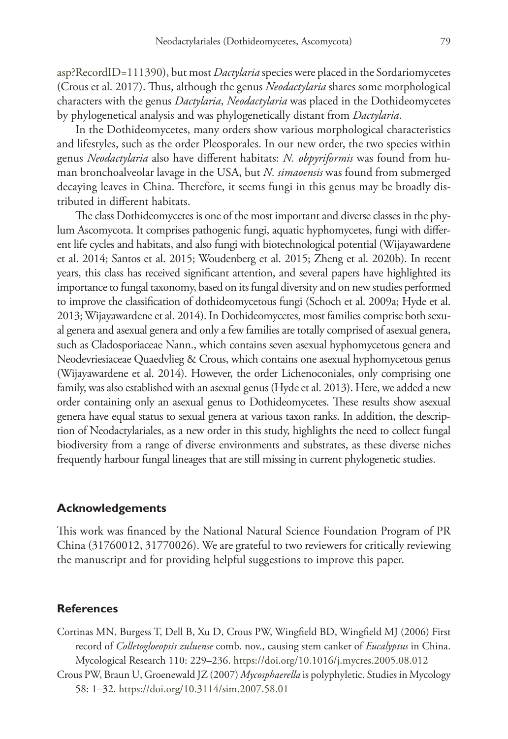asp?RecordID=111390), but most *Dactylaria* species were placed in the Sordariomycetes (Crous et al. 2017). Thus, although the genus *Neodactylaria* shares some morphological characters with the genus *Dactylaria*, *Neodactylaria* was placed in the Dothideomycetes by phylogenetical analysis and was phylogenetically distant from *Dactylaria*.

In the Dothideomycetes, many orders show various morphological characteristics and lifestyles, such as the order Pleosporales. In our new order, the two species within genus *Neodactylaria* also have different habitats: *N. obpyriformis* was found from human bronchoalveolar lavage in the USA, but *N. simaoensis* was found from submerged decaying leaves in China. Therefore, it seems fungi in this genus may be broadly distributed in different habitats.

The class Dothideomycetes is one of the most important and diverse classes in the phylum Ascomycota. It comprises pathogenic fungi, aquatic hyphomycetes, fungi with different life cycles and habitats, and also fungi with biotechnological potential (Wijayawardene et al. 2014; Santos et al. 2015; Woudenberg et al. 2015; Zheng et al. 2020b). In recent years, this class has received significant attention, and several papers have highlighted its importance to fungal taxonomy, based on its fungal diversity and on new studies performed to improve the classification of dothideomycetous fungi (Schoch et al. 2009a; Hyde et al. 2013; Wijayawardene et al. 2014). In Dothideomycetes, most families comprise both sexual genera and asexual genera and only a few families are totally comprised of asexual genera, such as Cladosporiaceae Nann., which contains seven asexual hyphomycetous genera and Neodevriesiaceae Quaedvlieg & Crous, which contains one asexual hyphomycetous genus (Wijayawardene et al. 2014). However, the order Lichenoconiales, only comprising one family, was also established with an asexual genus (Hyde et al. 2013). Here, we added a new order containing only an asexual genus to Dothideomycetes. These results show asexual genera have equal status to sexual genera at various taxon ranks. In addition, the description of Neodactylariales, as a new order in this study, highlights the need to collect fungal biodiversity from a range of diverse environments and substrates, as these diverse niches frequently harbour fungal lineages that are still missing in current phylogenetic studies.

## Acknowledgements

This work was financed by the National Natural Science Foundation Program of PR China (31760012, 31770026). We are grateful to two reviewers for critically reviewing the manuscript and for providing helpful suggestions to improve this paper.

## References

Cortinas MN, Burgess T, Dell B, Xu D, Crous PW, Wingfield BD, Wingfield MJ (2006) First record of *Colletogloeopsis zuluense* comb. nov., causing stem canker of *Eucalyptus* in China. Mycological Research 110: 229–236. https://doi.org/10.1016/j.mycres.2005.08.012

Crous PW, Braun U, Groenewald JZ (2007) *Mycosphaerella* is polyphyletic. Studies in Mycology 58: 1–32. https://doi.org/10.3114/sim.2007.58.01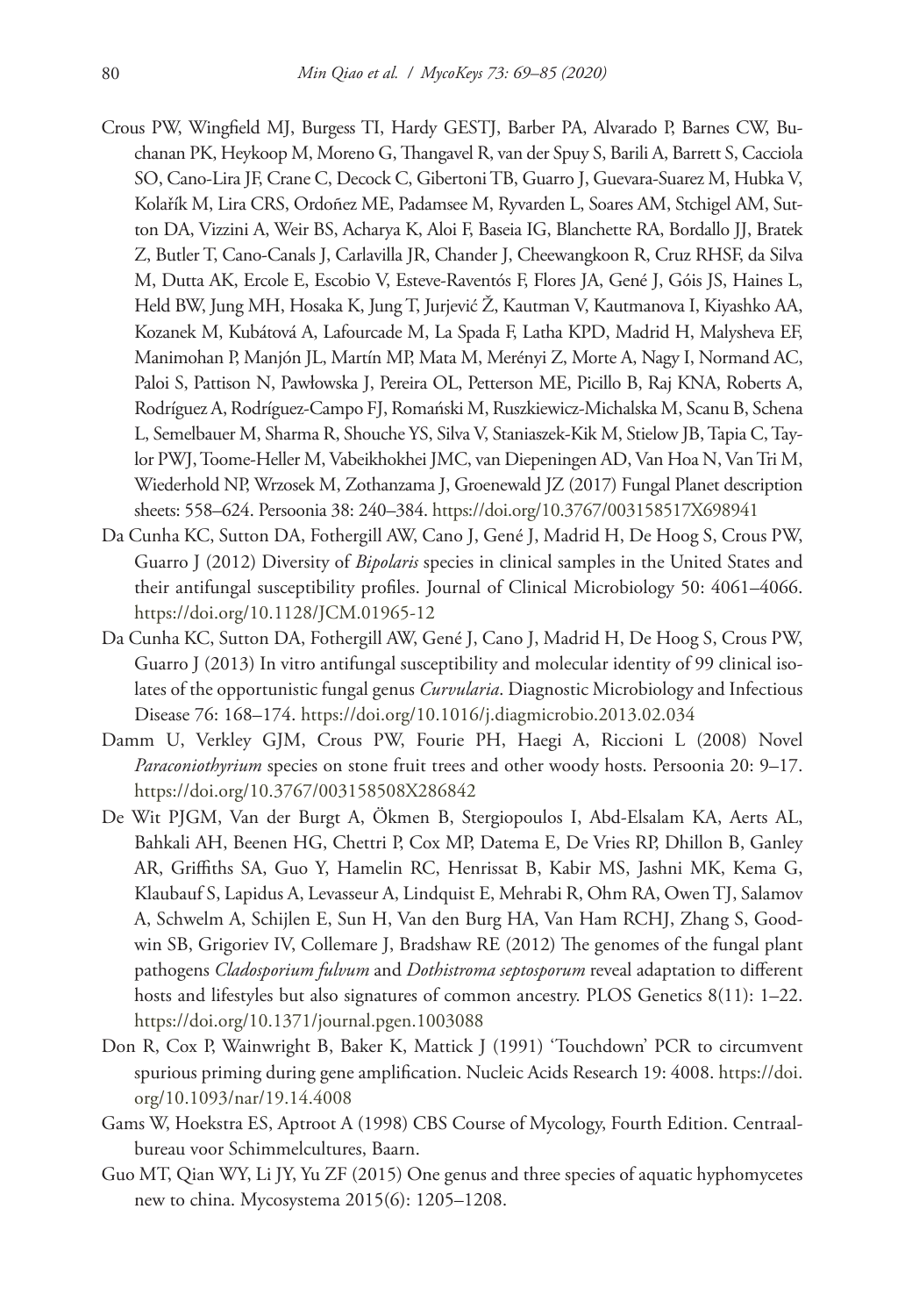Crous PW, Wingfield MJ, Burgess TI, Hardy GESTJ, Barber PA, Alvarado P, Barnes CW, Buchanan PK, Heykoop M, Moreno G, Thangavel R, van der Spuy S, Barili A, Barrett S, Cacciola SO, Cano-Lira JF, Crane C, Decock C, Gibertoni TB, Guarro J, Guevara-Suarez M, Hubka V, Kolařík M, Lira CRS, Ordoñez ME, Padamsee M, Ryvarden L, Soares AM, Stchigel AM, Sutton DA, Vizzini A, Weir BS, Acharya K, Aloi F, Baseia IG, Blanchette RA, Bordallo JJ, Bratek Z, Butler T, Cano-Canals J, Carlavilla JR, Chander J, Cheewangkoon R, Cruz RHSF, da Silva M, Dutta AK, Ercole E, Escobio V, Esteve-Raventós F, Flores JA, Gené J, Góis JS, Haines L, Held BW, Jung MH, Hosaka K, Jung T, Jurjević Ž, Kautman V, Kautmanova I, Kiyashko AA, Kozanek M, Kubátová A, Lafourcade M, La Spada F, Latha KPD, Madrid H, Malysheva EF, Manimohan P, Manjón JL, Martín MP, Mata M, Merényi Z, Morte A, Nagy I, Normand AC, Paloi S, Pattison N, Pawłowska J, Pereira OL, Petterson ME, Picillo B, Raj KNA, Roberts A, Rodríguez A, Rodríguez-Campo FJ, Romański M, Ruszkiewicz-Michalska M, Scanu B, Schena L, Semelbauer M, Sharma R, Shouche YS, Silva V, Staniaszek-Kik M, Stielow JB, Tapia C, Taylor PWJ, Toome-Heller M, Vabeikhokhei JMC, van Diepeningen AD, Van Hoa N, Van Tri M, Wiederhold NP, Wrzosek M, Zothanzama J, Groenewald JZ (2017) Fungal Planet description sheets: 558–624. Persoonia 38: 240–384. https://doi.org/10.3767/003158517X698941

Da Cunha KC, Sutton DA, Fothergill AW, Cano J, Gené J, Madrid H, De Hoog S, Crous PW, Guarro J (2012) Diversity of *Bipolaris* species in clinical samples in the United States and their antifungal susceptibility profiles. Journal of Clinical Microbiology 50: 4061–4066. https://doi.org/10.1128/JCM.01965-12

Da Cunha KC, Sutton DA, Fothergill AW, Gené J, Cano J, Madrid H, De Hoog S, Crous PW, Guarro J (2013) In vitro antifungal susceptibility and molecular identity of 99 clinical isolates of the opportunistic fungal genus *Curvularia*. Diagnostic Microbiology and Infectious Disease 76: 168–174. https://doi.org/10.1016/j.diagmicrobio.2013.02.034

Damm U, Verkley GJM, Crous PW, Fourie PH, Haegi A, Riccioni L (2008) Novel *Paraconiothyrium* species on stone fruit trees and other woody hosts. Persoonia 20: 9–17. https://doi.org/10.3767/003158508X286842

De Wit PJGM, Van der Burgt A, Ökmen B, Stergiopoulos I, Abd-Elsalam KA, Aerts AL, Bahkali AH, Beenen HG, Chettri P, Cox MP, Datema E, De Vries RP, Dhillon B, Ganley AR, Griffiths SA, Guo Y, Hamelin RC, Henrissat B, Kabir MS, Jashni MK, Kema G, Klaubauf S, Lapidus A, Levasseur A, Lindquist E, Mehrabi R, Ohm RA, Owen TJ, Salamov A, Schwelm A, Schijlen E, Sun H, Van den Burg HA, Van Ham RCHJ, Zhang S, Goodwin SB, Grigoriev IV, Collemare J, Bradshaw RE (2012) The genomes of the fungal plant pathogens *Cladosporium fulvum* and *Dothistroma septosporum* reveal adaptation to different hosts and lifestyles but also signatures of common ancestry. PLOS Genetics 8(11): 1–22. https://doi.org/10.1371/journal.pgen.1003088

Don R, Cox P, Wainwright B, Baker K, Mattick J (1991) 'Touchdown' PCR to circumvent spurious priming during gene amplification. Nucleic Acids Research 19: 4008. https://doi.org/10.1093/nar/19.14.4008

Gams W, Hoekstra ES, Aptroot A (1998) CBS Course of Mycology, Fourth Edition. Centraalbureau voor Schimmelcultures, Baarn.

Guo MT, Qian WY, Li JY, Yu ZF (2015) One genus and three species of aquatic hyphomycetes new to china. Mycosystema 2015(6): 1205–1208.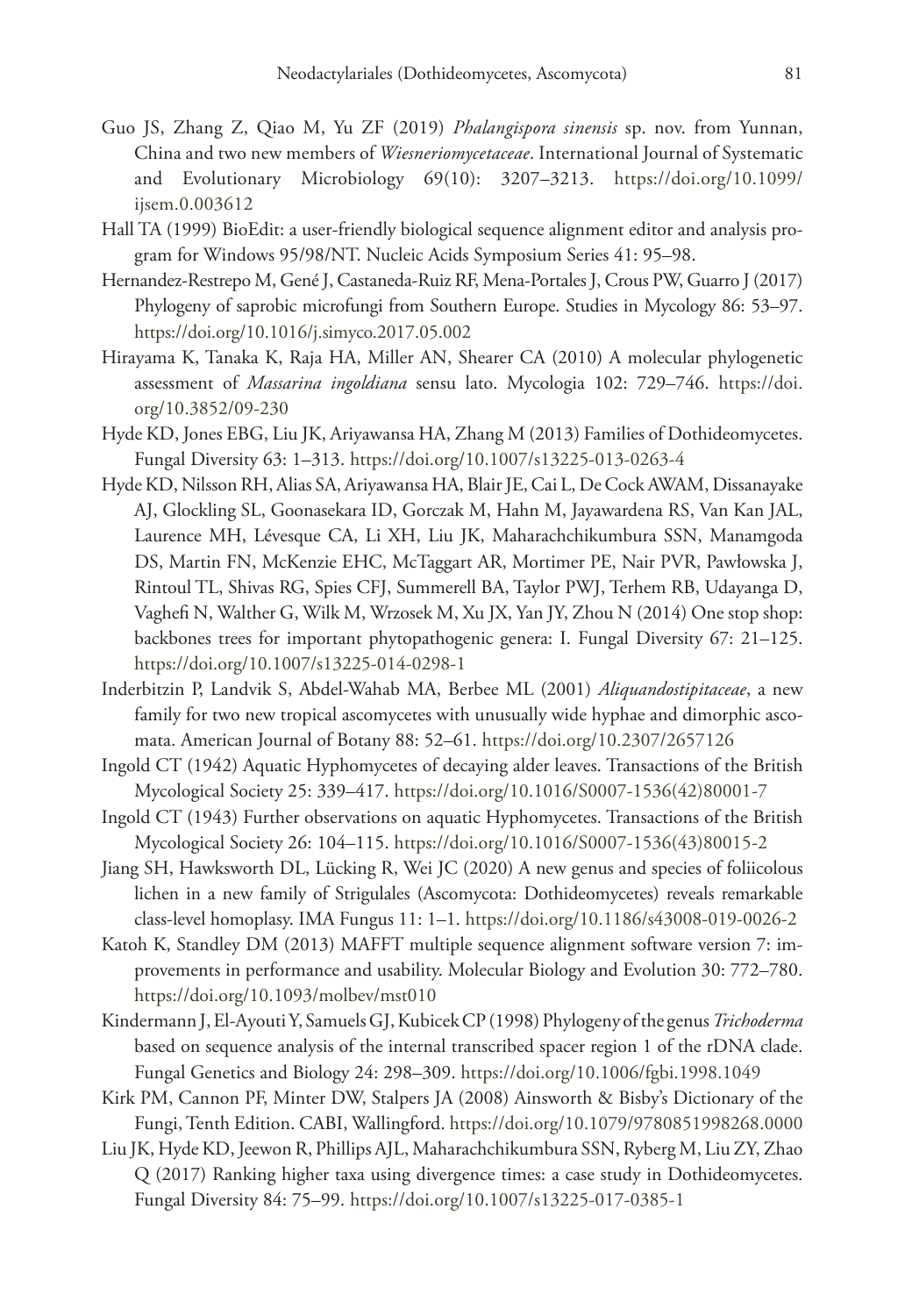Guo JS, Zhang Z, Qiao M, Yu ZF (2019) *Phalangispora sinensis* sp. nov. from Yunnan, China and two new members of *Wiesneriomycetaceae*. International Journal of Systematic and Evolutionary Microbiology 69(10): 3207–3213. https://doi.org/10.1099/ijsem.0.003612

Hall TA (1999) BioEdit: a user-friendly biological sequence alignment editor and analysis program for Windows 95/98/NT. Nucleic Acids Symposium Series 41: 95–98.

Hernandez-Restrepo M, Gené J, Castaneda-Ruiz RF, Mena-Portales J, Crous PW, Guarro J (2017) Phylogeny of saprobic microfungi from Southern Europe. Studies in Mycology 86: 53–97. https://doi.org/10.1016/j.simyco.2017.05.002

Hirayama K, Tanaka K, Raja HA, Miller AN, Shearer CA (2010) A molecular phylogenetic assessment of *Massarina ingoldiana* sensu lato. Mycologia 102: 729–746. https://doi.org/10.3852/09-230

Hyde KD, Jones EBG, Liu JK, Ariyawansa HA, Zhang M (2013) Families of Dothideomycetes. Fungal Diversity 63: 1–313. https://doi.org/10.1007/s13225-013-0263-4

Hyde KD, Nilsson RH, Alias SA, Ariyawansa HA, Blair JE, Cai L, De Cock AWAM, Dissanayake AJ, Glockling SL, Goonasekara ID, Gorczak M, Hahn M, Jayawardena RS, Van Kan JAL, Laurence MH, Lévesque CA, Li XH, Liu JK, Maharachchikumbura SSN, Manamgoda DS, Martin FN, McKenzie EHC, McTaggart AR, Mortimer PE, Nair PVR, Pawłowska J, Rintoul TL, Shivas RG, Spies CFJ, Summerell BA, Taylor PWJ, Terhem RB, Udayanga D, Vaghefi N, Walther G, Wilk M, Wrzosek M, Xu JX, Yan JY, Zhou N (2014) One stop shop: backbones trees for important phytopathogenic genera: I. Fungal Diversity 67: 21–125. https://doi.org/10.1007/s13225-014-0298-1

Inderbitzin P, Landvik S, Abdel-Wahab MA, Berbee ML (2001) *Aliquandostipitaceae*, a new family for two new tropical ascomycetes with unusually wide hyphae and dimorphic ascomata. American Journal of Botany 88: 52–61. https://doi.org/10.2307/2657126

Ingold CT (1942) Aquatic Hyphomycetes of decaying alder leaves. Transactions of the British Mycological Society 25: 339–417. https://doi.org/10.1016/S0007-1536(42)80001-7

Ingold CT (1943) Further observations on aquatic Hyphomycetes. Transactions of the British Mycological Society 26: 104–115. https://doi.org/10.1016/S0007-1536(43)80015-2

Jiang SH, Hawksworth DL, Lücking R, Wei JC (2020) A new genus and species of foliicolous lichen in a new family of Strigulales (Ascomycota: Dothideomycetes) reveals remarkable class-level homoplasy. IMA Fungus 11: 1–1. https://doi.org/10.1186/s43008-019-0026-2

Katoh K, Standley DM (2013) MAFFT multiple sequence alignment software version 7: improvements in performance and usability. Molecular Biology and Evolution 30: 772–780. https://doi.org/10.1093/molbev/mst010

Kindermann J, El-Ayouti Y, Samuels GJ, Kubicek CP (1998) Phylogeny of the genus *Trichoderma* based on sequence analysis of the internal transcribed spacer region 1 of the rDNA clade. Fungal Genetics and Biology 24: 298–309. https://doi.org/10.1006/fgbi.1998.1049

Kirk PM, Cannon PF, Minter DW, Stalpers JA (2008) Ainsworth & Bisby's Dictionary of the Fungi, Tenth Edition. CABI, Wallingford. https://doi.org/10.1079/9780851998268.0000

Liu JK, Hyde KD, Jeewon R, Phillips AJL, Maharachchikumbura SSN, Ryberg M, Liu ZY, Zhao Q (2017) Ranking higher taxa using divergence times: a case study in Dothideomycetes. Fungal Diversity 84: 75–99. https://doi.org/10.1007/s13225-017-0385-1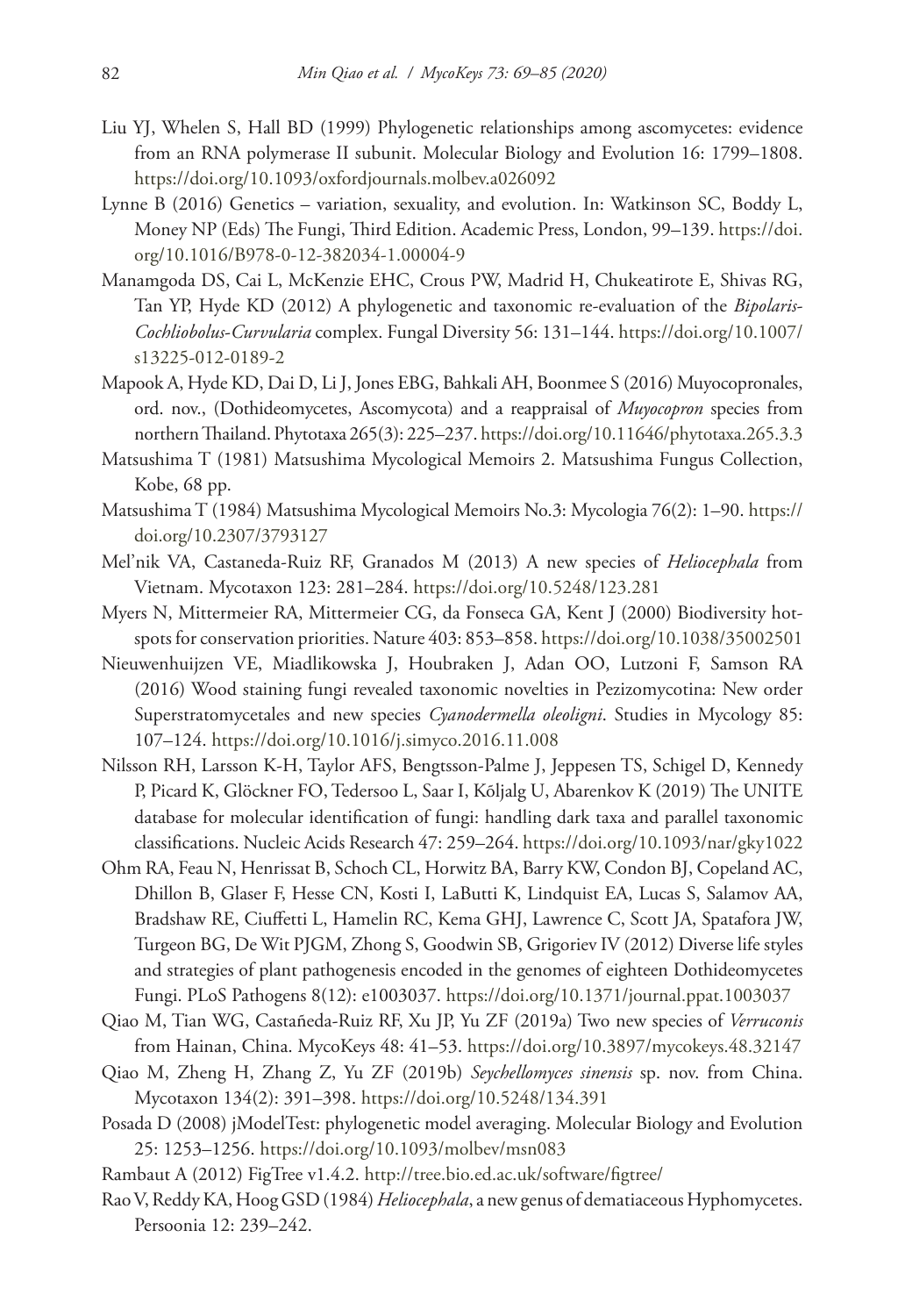Liu YJ, Whelen S, Hall BD (1999) Phylogenetic relationships among ascomycetes: evidence from an RNA polymerase II subunit. Molecular Biology and Evolution 16: 1799–1808. https://doi.org/10.1093/oxfordjournals.molbev.a026092

Lynne B (2016) Genetics – variation, sexuality, and evolution. In: Watkinson SC, Boddy L, Money NP (Eds) The Fungi, Third Edition. Academic Press, London, 99–139. https://doi.org/10.1016/B978-0-12-382034-1.00004-9

Manamgoda DS, Cai L, McKenzie EHC, Crous PW, Madrid H, Chukeatirote E, Shivas RG, Tan YP, Hyde KD (2012) A phylogenetic and taxonomic re-evaluation of the *Bipolaris-Cochliobolus-Curvularia* complex. Fungal Diversity 56: 131–144. https://doi.org/10.1007/s13225-012-0189-2

Mapook A, Hyde KD, Dai D, Li J, Jones EBG, Bahkali AH, Boonmee S (2016) Muyocopronales, ord. nov., (Dothideomycetes, Ascomycota) and a reappraisal of *Muyocopron* species from northern Thailand. Phytotaxa 265(3): 225–237. https://doi.org/10.11646/phytotaxa.265.3.3

Matsushima T (1981) Matsushima Mycological Memoirs 2. Matsushima Fungus Collection, Kobe, 68 pp.

Matsushima T (1984) Matsushima Mycological Memoirs No.3: Mycologia 76(2): 1–90. https://doi.org/10.2307/3793127

Mel'nik VA, Castaneda-Ruiz RF, Granados M (2013) A new species of *Heliocephala* from Vietnam. Mycotaxon 123: 281–284. https://doi.org/10.5248/123.281

Myers N, Mittermeier RA, Mittermeier CG, da Fonseca GA, Kent J (2000) Biodiversity hotspots for conservation priorities. Nature 403: 853–858. https://doi.org/10.1038/35002501

Nieuwenhuijzen VE, Miadlikowska J, Houbraken J, Adan OO, Lutzoni F, Samson RA (2016) Wood staining fungi revealed taxonomic novelties in Pezizomycotina: New order Superstratomycetales and new species *Cyanodermella oleoligni*. Studies in Mycology 85: 107–124. https://doi.org/10.1016/j.simyco.2016.11.008

Nilsson RH, Larsson K-H, Taylor AFS, Bengtsson-Palme J, Jeppesen TS, Schigel D, Kennedy P, Picard K, Glöckner FO, Tedersoo L, Saar I, Kõljalg U, Abarenkov K (2019) The UNITE database for molecular identification of fungi: handling dark taxa and parallel taxonomic classifications. Nucleic Acids Research 47: 259–264. https://doi.org/10.1093/nar/gky1022

Ohm RA, Feau N, Henrissat B, Schoch CL, Horwitz BA, Barry KW, Condon BJ, Copeland AC, Dhillon B, Glaser F, Hesse CN, Kosti I, LaButti K, Lindquist EA, Lucas S, Salamov AA, Bradshaw RE, Ciuffetti L, Hamelin RC, Kema GHJ, Lawrence C, Scott JA, Spatafora JW, Turgeon BG, De Wit PJGM, Zhong S, Goodwin SB, Grigoriev IV (2012) Diverse life styles and strategies of plant pathogenesis encoded in the genomes of eighteen Dothideomycetes Fungi. PLoS Pathogens 8(12): e1003037. https://doi.org/10.1371/journal.ppat.1003037

Qiao M, Tian WG, Castañeda-Ruiz RF, Xu JP, Yu ZF (2019a) Two new species of *Verruconis* from Hainan, China. MycoKeys 48: 41–53. https://doi.org/10.3897/mycokeys.48.32147

Qiao M, Zheng H, Zhang Z, Yu ZF (2019b) *Seychellomyces sinensis* sp. nov. from China. Mycotaxon 134(2): 391–398. https://doi.org/10.5248/134.391

Posada D (2008) jModelTest: phylogenetic model averaging. Molecular Biology and Evolution 25: 1253–1256. https://doi.org/10.1093/molbev/msn083

Rambaut A (2012) FigTree v1.4.2. http://tree.bio.ed.ac.uk/software/figtree/

Rao V, Reddy KA, Hoog GSD (1984) *Heliocephala*, a new genus of dematiaceous Hyphomycetes. Persoonia 12: 239–242.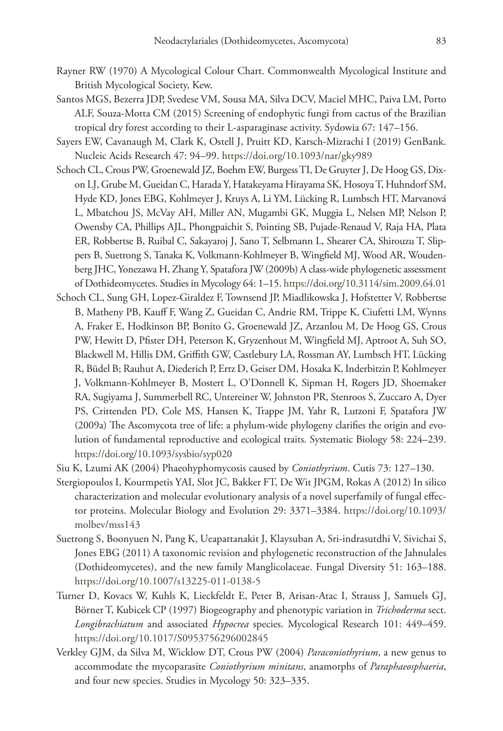Rayner RW (1970) A Mycological Colour Chart. Commonwealth Mycological Institute and British Mycological Society, Kew.

Santos MGS, Bezerra JDP, Svedese VM, Sousa MA, Silva DCV, Maciel MHC, Paiva LM, Porto ALF, Souza-Motta CM (2015) Screening of endophytic fungi from cactus of the Brazilian tropical dry forest according to their L-asparaginase activity. Sydowia 67: 147–156.

Sayers EW, Cavanaugh M, Clark K, Ostell J, Pruitt KD, Karsch-Mizrachi I (2019) GenBank. Nucleic Acids Research 47: 94–99. https://doi.org/10.1093/nar/gky989

Schoch CL, Crous PW, Groenewald JZ, Boehm EW, Burgess TI, De Gruyter J, De Hoog GS, Dixon LJ, Grube M, Gueidan C, Harada Y, Hatakeyama Hirayama SK, Hosoya T, Huhndorf SM, Hyde KD, Jones EBG, Kohlmeyer J, Kruys A, Li YM, Lücking R, Lumbsch HT, Marvanová L, Mbatchou JS, McVay AH, Miller AN, Mugambi GK, Muggia L, Nelsen MP, Nelson P, Owensby CA, Phillips AJL, Phongpaichit S, Pointing SB, Pujade-Renaud V, Raja HA, Plata ER, Robbertse B, Ruibal C, Sakayaroj J, Sano T, Selbmann L, Shearer CA, Shirouzu T, Slippers B, Suetrong S, Tanaka K, Volkmann-Kohlmeyer B, Wingfield MJ, Wood AR, Woudenberg JHC, Yonezawa H, Zhang Y, Spatafora JW (2009b) A class-wide phylogenetic assessment of Dothideomycetes. Studies in Mycology 64: 1–15. https://doi.org/10.3114/sim.2009.64.01

Schoch CL, Sung GH, Lopez-Giraldez F, Townsend JP, Miadlikowska J, Hofstetter V, Robbertse B, Matheny PB, Kauff F, Wang Z, Gueidan C, Andrie RM, Trippe K, Ciufetti LM, Wynns A, Fraker E, Hodkinson BP, Bonito G, Groenewald JZ, Arzanlou M, De Hoog GS, Crous PW, Hewitt D, Pfister DH, Peterson K, Gryzenhout M, Wingfield MJ, Aptroot A, Suh SO, Blackwell M, Hillis DM, Griffith GW, Castlebury LA, Rossman AY, Lumbsch HT, Lücking R, Büdel B; Rauhut A, Diederich P, Ertz D, Geiser DM, Hosaka K, Inderbitzin P, Kohlmeyer J, Volkmann-Kohlmeyer B, Mostert L, O'Donnell K, Sipman H, Rogers JD, Shoemaker RA, Sugiyama J, Summerbell RC, Untereiner W, Johnston PR, Stenroos S, Zuccaro A, Dyer PS, Crittenden PD, Cole MS, Hansen K, Trappe JM, Yahr R, Lutzoni F, Spatafora JW (2009a) The Ascomycota tree of life: a phylum-wide phylogeny clarifies the origin and evolution of fundamental reproductive and ecological traits. Systematic Biology 58: 224–239. https://doi.org/10.1093/sysbio/syp020

Siu K, Lzumi AK (2004) Phaeohyphomycosis caused by *Coniothyrium*. Cutis 73: 127–130.

Stergiopoulos I, Kourmpetis YAI, Slot JC, Bakker FT, De Wit JPGM, Rokas A (2012) In silico characterization and molecular evolutionary analysis of a novel superfamily of fungal effector proteins. Molecular Biology and Evolution 29: 3371–3384. https://doi.org/10.1093/molbev/mss143

Suetrong S, Boonyuen N, Pang K, Ueapattanakit J, Klaysuban A, Sri-indrasutdhi V, Sivichai S, Jones EBG (2011) A taxonomic revision and phylogenetic reconstruction of the Jahnulales (Dothideomycetes), and the new family Manglicolaceae. Fungal Diversity 51: 163–188. https://doi.org/10.1007/s13225-011-0138-5

Turner D, Kovacs W, Kuhls K, Lieckfeldt E, Peter B, Arisan-Atac I, Strauss J, Samuels GJ, Börner T, Kubicek CP (1997) Biogeography and phenotypic variation in *Trichoderma* sect. *Longibrachiatum* and associated *Hypocrea* species. Mycological Research 101: 449–459. https://doi.org/10.1017/S0953756296002845

Verkley GJM, da Silva M, Wicklow DT, Crous PW (2004) *Paraconiothyrium*, a new genus to accommodate the mycoparasite *Coniothyrium minitans*, anamorphs of *Paraphaeosphaeria*, and four new species. Studies in Mycology 50: 323–335.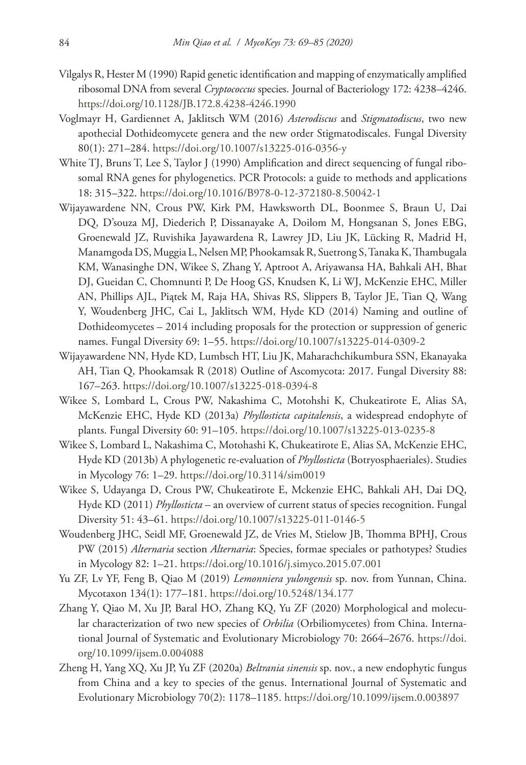Vilgalys R, Hester M (1990) Rapid genetic identification and mapping of enzymatically amplified ribosomal DNA from several *Cryptococcus* species. Journal of Bacteriology 172: 4238–4246. https://doi.org/10.1128/JB.172.8.4238-4246.1990

Voglmayr H, Gardiennet A, Jaklitsch WM (2016) *Asterodiscus* and *Stigmatodiscus*, two new apothecial Dothideomycete genera and the new order Stigmatodiscales. Fungal Diversity 80(1): 271–284. https://doi.org/10.1007/s13225-016-0356-y

White TJ, Bruns T, Lee S, Taylor J (1990) Amplification and direct sequencing of fungal ribosomal RNA genes for phylogenetics. PCR Protocols: a guide to methods and applications 18: 315–322. https://doi.org/10.1016/B978-0-12-372180-8.50042-1

Wijayawardene NN, Crous PW, Kirk PM, Hawksworth DL, Boonmee S, Braun U, Dai DQ, D'souza MJ, Diederich P, Dissanayake A, Doilom M, Hongsanan S, Jones EBG, Groenewald JZ, Ruvishika Jayawardena R, Lawrey JD, Liu JK, Lücking R, Madrid H, Manamgoda DS, Muggia L, Nelsen MP, Phookamsak R, Suetrong S, Tanaka K, Thambugala KM, Wanasinghe DN, Wikee S, Zhang Y, Aptroot A, Ariyawansa HA, Bahkali AH, Bhat DJ, Gueidan C, Chomnunti P, De Hoog GS, Knudsen K, Li WJ, McKenzie EHC, Miller AN, Phillips AJL, Piątek M, Raja HA, Shivas RS, Slippers B, Taylor JE, Tian Q, Wang Y, Woudenberg JHC, Cai L, Jaklitsch WM, Hyde KD (2014) Naming and outline of Dothideomycetes – 2014 including proposals for the protection or suppression of generic names. Fungal Diversity 69: 1–55. https://doi.org/10.1007/s13225-014-0309-2

Wijayawardene NN, Hyde KD, Lumbsch HT, Liu JK, Maharachchikumbura SSN, Ekanayaka AH, Tian Q, Phookamsak R (2018) Outline of Ascomycota: 2017. Fungal Diversity 88: 167–263. https://doi.org/10.1007/s13225-018-0394-8

Wikee S, Lombard L, Crous PW, Nakashima C, Motohshi K, Chukeatirote E, Alias SA, McKenzie EHC, Hyde KD (2013a) *Phyllosticta capitalensis*, a widespread endophyte of plants. Fungal Diversity 60: 91–105. https://doi.org/10.1007/s13225-013-0235-8

Wikee S, Lombard L, Nakashima C, Motohashi K, Chukeatirote E, Alias SA, McKenzie EHC, Hyde KD (2013b) A phylogenetic re-evaluation of *Phyllosticta* (Botryosphaeriales). Studies in Mycology 76: 1–29. https://doi.org/10.3114/sim0019

Wikee S, Udayanga D, Crous PW, Chukeatirote E, Mckenzie EHC, Bahkali AH, Dai DQ, Hyde KD (2011) *Phyllosticta* – an overview of current status of species recognition. Fungal Diversity 51: 43–61. https://doi.org/10.1007/s13225-011-0146-5

Woudenberg JHC, Seidl MF, Groenewald JZ, de Vries M, Stielow JB, Thomma BPHJ, Crous PW (2015) *Alternaria* section *Alternaria*: Species, formae speciales or pathotypes? Studies in Mycology 82: 1–21. https://doi.org/10.1016/j.simyco.2015.07.001

Yu ZF, Lv YF, Feng B, Qiao M (2019) *Lemonniera yulongensis* sp. nov. from Yunnan, China. Mycotaxon 134(1): 177–181. https://doi.org/10.5248/134.177

Zhang Y, Qiao M, Xu JP, Baral HO, Zhang KQ, Yu ZF (2020) Morphological and molecular characterization of two new species of *Orbilia* (Orbiliomycetes) from China. International Journal of Systematic and Evolutionary Microbiology 70: 2664–2676. https://doi.org/10.1099/ijsem.0.004088

Zheng H, Yang XQ, Xu JP, Yu ZF (2020a) *Beltrania sinensis* sp. nov., a new endophytic fungus from China and a key to species of the genus. International Journal of Systematic and Evolutionary Microbiology 70(2): 1178–1185. https://doi.org/10.1099/ijsem.0.003897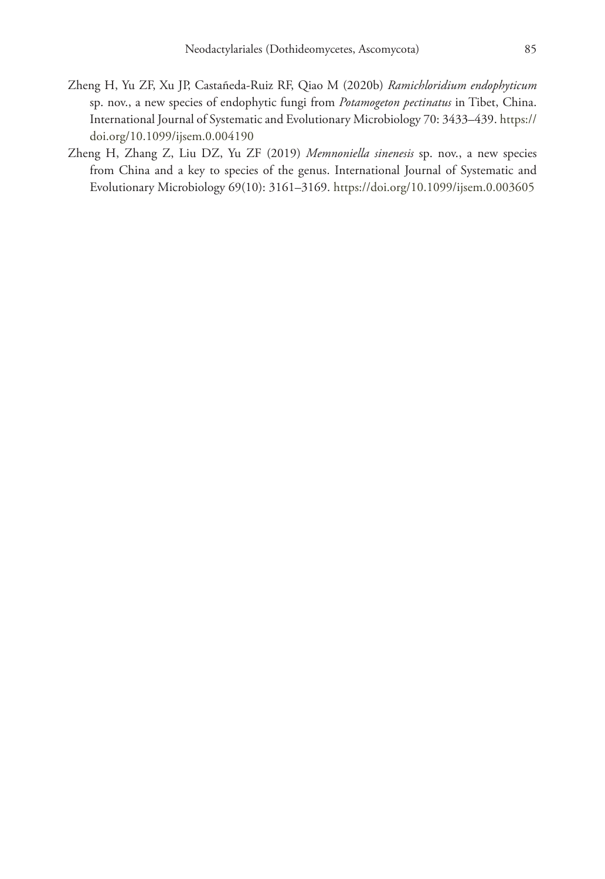Zheng H, Yu ZF, Xu JP, Castañeda-Ruiz RF, Qiao M (2020b) *Ramichloridium endophyticum* sp. nov., a new species of endophytic fungi from *Potamogeton pectinatus* in Tibet, China. International Journal of Systematic and Evolutionary Microbiology 70: 3433–439. https://doi.org/10.1099/ijsem.0.004190

Zheng H, Zhang Z, Liu DZ, Yu ZF (2019) *Memnoniella sinenesis* sp. nov., a new species from China and a key to species of the genus. International Journal of Systematic and Evolutionary Microbiology 69(10): 3161–3169. https://doi.org/10.1099/ijsem.0.003605